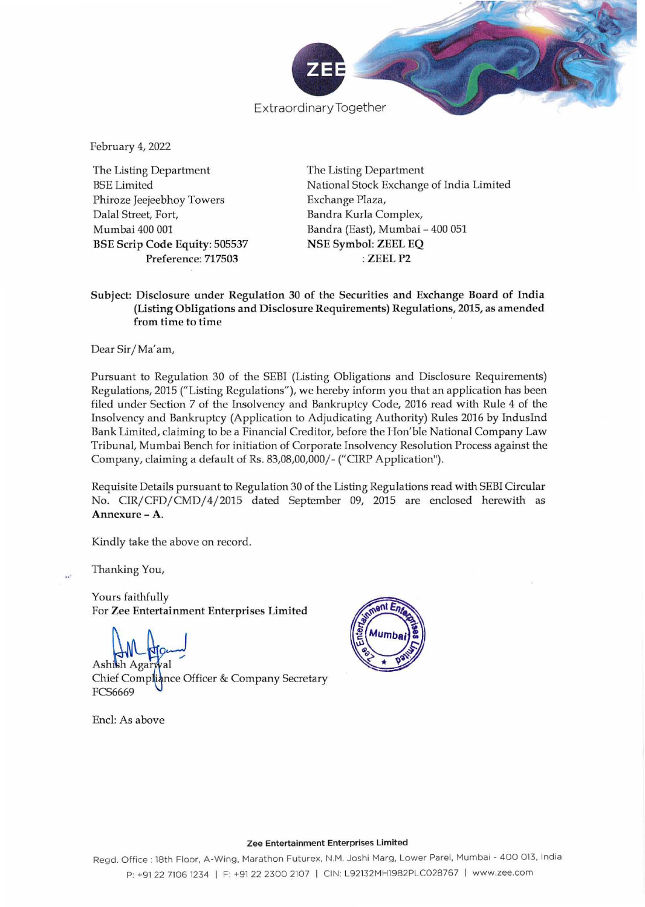February 4, 2022

The Listing Department
BSE Limited
Phiroze Jeejeebhoy Towers
Dalal Street, Fort,
Mumbai 400 001
**BSE Scrip Code Equity: 505537**
**Preference: 717503**

The Listing Department
National Stock Exchange of India Limited
Exchange Plaza,
Bandra Kurla Complex,
Bandra (East), Mumbai – 400 051
**NSE Symbol: ZEEL EQ**
**: ZEEL P2**

**Subject: Disclosure under Regulation 30 of the Securities and Exchange Board of India (Listing Obligations and Disclosure Requirements) Regulations, 2015, as amended from time to time**

Dear Sir/Ma'am,

Pursuant to Regulation 30 of the SEBI (Listing Obligations and Disclosure Requirements) Regulations, 2015 ("Listing Regulations"), we hereby inform you that an application has been filed under Section 7 of the Insolvency and Bankruptcy Code, 2016 read with Rule 4 of the Insolvency and Bankruptcy (Application to Adjudicating Authority) Rules 2016 by IndusInd Bank Limited, claiming to be a Financial Creditor, before the Hon'ble National Company Law Tribunal, Mumbai Bench for initiation of Corporate Insolvency Resolution Process against the Company, claiming a default of Rs. 83,08,00,000/- ("CIRP Application").

Requisite Details pursuant to Regulation 30 of the Listing Regulations read with SEBI Circular No. CIR/CFD/CMD/4/2015 dated September 09, 2015 are enclosed herewith as **Annexure – A**.

Kindly take the above on record.

Thanking You,

Yours faithfully
For **Zee Entertainment Enterprises Limited**

Ashish Agarwal
Chief Compliance Officer & Company Secretary
FCS6669

Encl: As above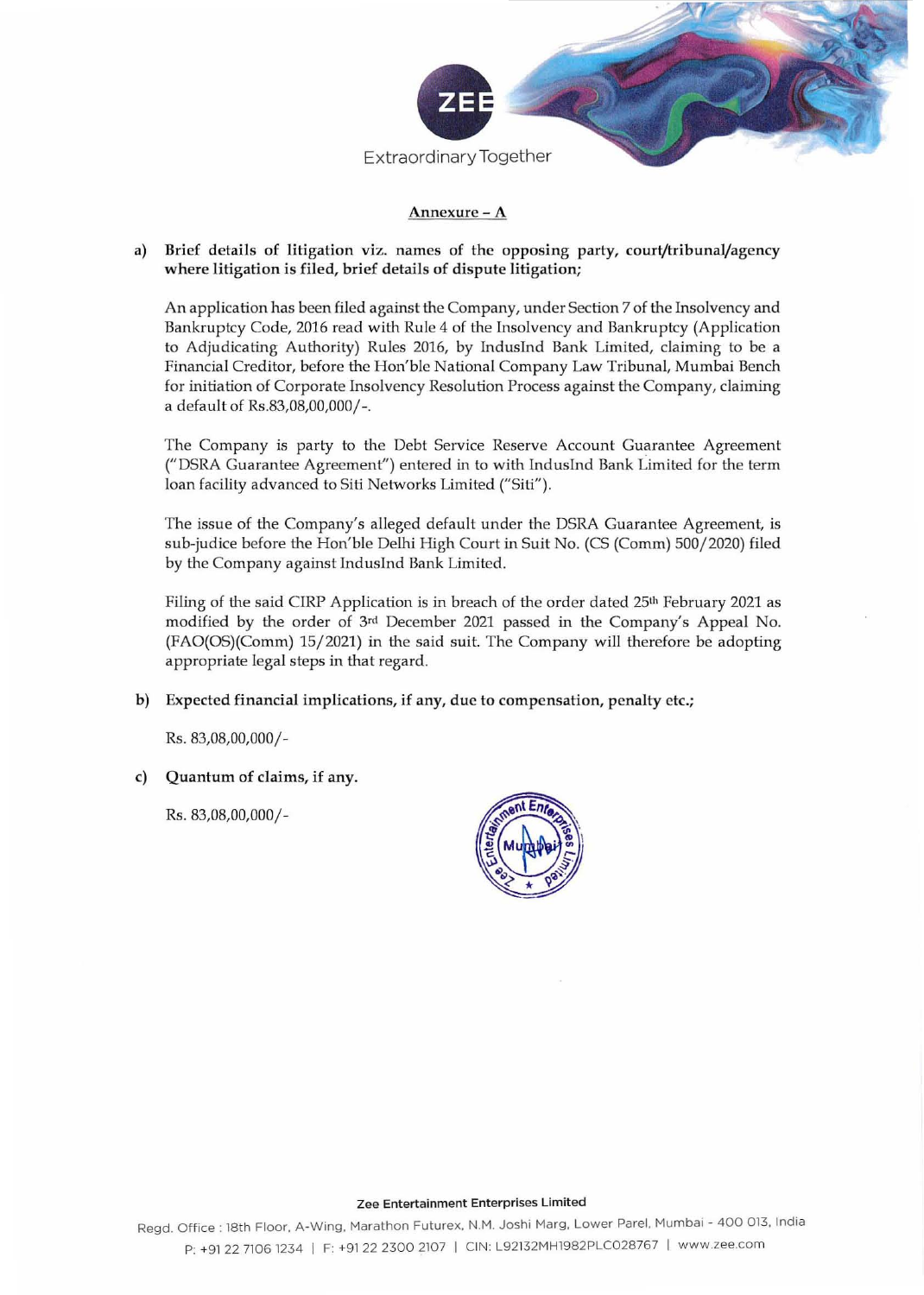## Annexure – A

**a) Brief details of litigation viz. names of the opposing party, court/tribunal/agency where litigation is filed, brief details of dispute litigation;**

An application has been filed against the Company, under Section 7 of the Insolvency and Bankruptcy Code, 2016 read with Rule 4 of the Insolvency and Bankruptcy (Application to Adjudicating Authority) Rules 2016, by IndusInd Bank Limited, claiming to be a Financial Creditor, before the Hon'ble National Company Law Tribunal, Mumbai Bench for initiation of Corporate Insolvency Resolution Process against the Company, claiming a default of Rs.83,08,00,000/-.

The Company is party to the Debt Service Reserve Account Guarantee Agreement ("DSRA Guarantee Agreement") entered in to with IndusInd Bank Limited for the term loan facility advanced to Siti Networks Limited ("Siti").

The issue of the Company's alleged default under the DSRA Guarantee Agreement, is sub-judice before the Hon'ble Delhi High Court in Suit No. (CS (Comm) 500/2020) filed by the Company against IndusInd Bank Limited.

Filing of the said CIRP Application is in breach of the order dated 25th February 2021 as modified by the order of 3rd December 2021 passed in the Company's Appeal No. (FAO(OS)(Comm) 15/2021) in the said suit. The Company will therefore be adopting appropriate legal steps in that regard.

**b) Expected financial implications, if any, due to compensation, penalty etc.;**

Rs. 83,08,00,000/-

**c) Quantum of claims, if any.**

Rs. 83,08,00,000/-

Zee Entertainment Enterprises Limited
Regd. Office : 18th Floor, A-Wing, Marathon Futurex, N.M. Joshi Marg, Lower Parel, Mumbai - 400 013, India
P: +91 22 7106 1234 | F: +91 22 2300 2107 | CIN: L92132MH1982PLC028767 | www.zee.com